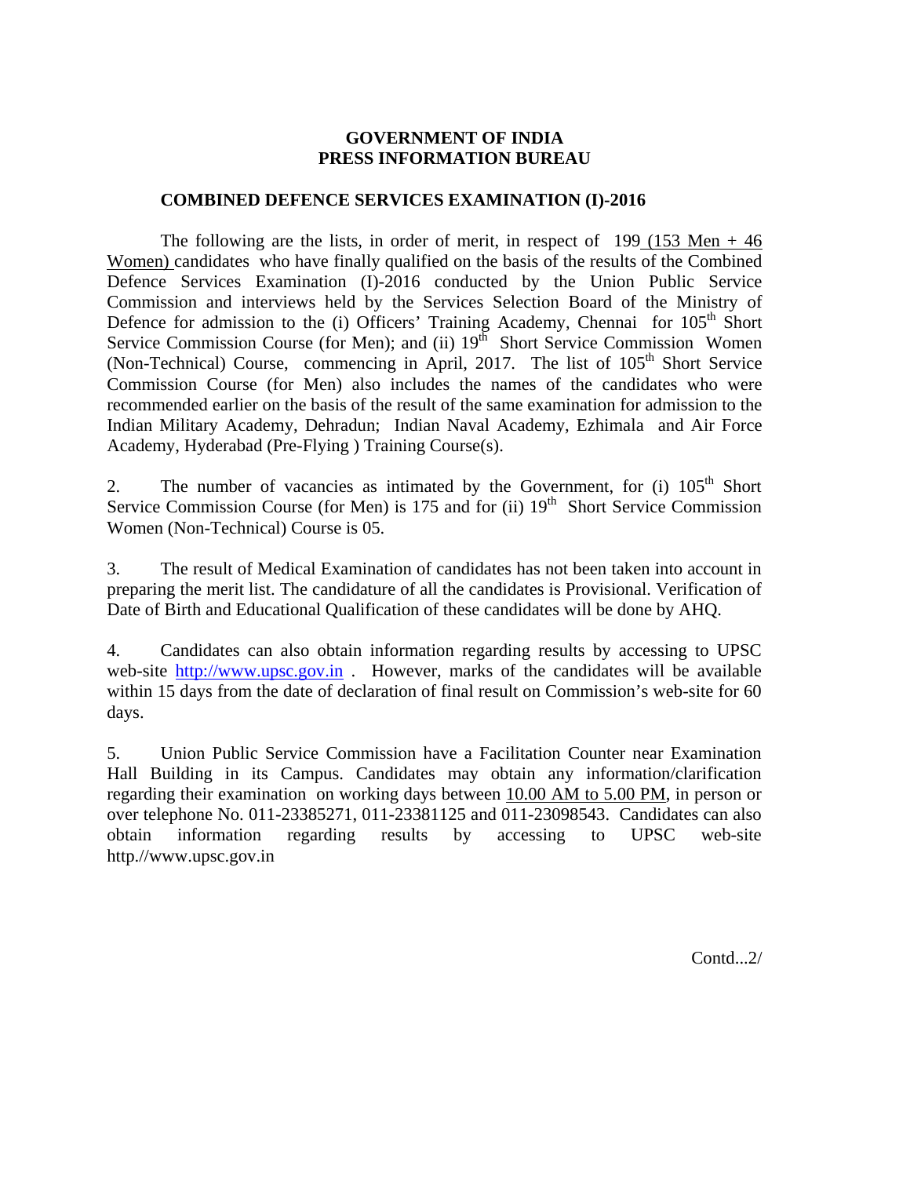**GOVERNMENT OF INDIA**
**PRESS INFORMATION BUREAU**

**COMBINED DEFENCE SERVICES EXAMINATION (I)-2016**

The following are the lists, in order of merit, in respect of 199 (153 Men + 46 Women) candidates who have finally qualified on the basis of the results of the Combined Defence Services Examination (I)-2016 conducted by the Union Public Service Commission and interviews held by the Services Selection Board of the Ministry of Defence for admission to the (i) Officers' Training Academy, Chennai for 105th Short Service Commission Course (for Men); and (ii) 19th Short Service Commission Women (Non-Technical) Course, commencing in April, 2017. The list of 105th Short Service Commission Course (for Men) also includes the names of the candidates who were recommended earlier on the basis of the result of the same examination for admission to the Indian Military Academy, Dehradun; Indian Naval Academy, Ezhimala and Air Force Academy, Hyderabad (Pre-Flying ) Training Course(s).

2. The number of vacancies as intimated by the Government, for (i) 105th Short Service Commission Course (for Men) is 175 and for (ii) 19th Short Service Commission Women (Non-Technical) Course is 05.

3. The result of Medical Examination of candidates has not been taken into account in preparing the merit list. The candidature of all the candidates is Provisional. Verification of Date of Birth and Educational Qualification of these candidates will be done by AHQ.

4. Candidates can also obtain information regarding results by accessing to UPSC web-site http://www.upsc.gov.in . However, marks of the candidates will be available within 15 days from the date of declaration of final result on Commission's web-site for 60 days.

5. Union Public Service Commission have a Facilitation Counter near Examination Hall Building in its Campus. Candidates may obtain any information/clarification regarding their examination on working days between 10.00 AM to 5.00 PM, in person or over telephone No. 011-23385271, 011-23381125 and 011-23098543. Candidates can also obtain information regarding results by accessing to UPSC web-site http.//www.upsc.gov.in

Contd...2/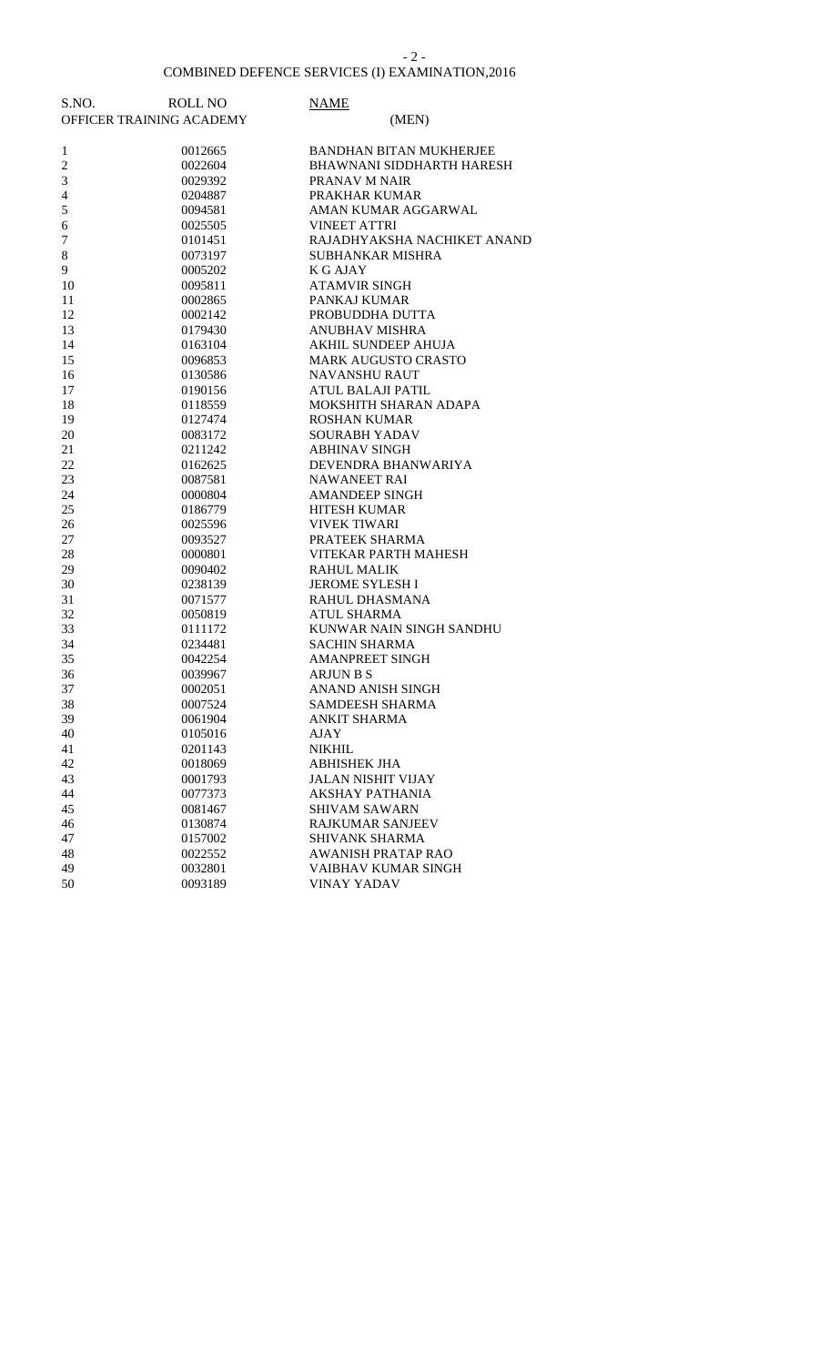## COMBINED DEFENCE SERVICES (I) EXAMINATION,2016

### OFFICER TRAINING ACADEMY (MEN)

| S.NO. | ROLL NO | NAME |
|---|---|---|
| 1 | 0012665 | BANDHAN BITAN MUKHERJEE |
| 2 | 0022604 | BHAWNANI SIDDHARTH HARESH |
| 3 | 0029392 | PRANAV M NAIR |
| 4 | 0204887 | PRAKHAR KUMAR |
| 5 | 0094581 | AMAN KUMAR AGGARWAL |
| 6 | 0025505 | VINEET ATTRI |
| 7 | 0101451 | RAJADHYAKSHA NACHIKET ANAND |
| 8 | 0073197 | SUBHANKAR MISHRA |
| 9 | 0005202 | K G AJAY |
| 10 | 0095811 | ATAMVIR SINGH |
| 11 | 0002865 | PANKAJ KUMAR |
| 12 | 0002142 | PROBUDDHA DUTTA |
| 13 | 0179430 | ANUBHAV MISHRA |
| 14 | 0163104 | AKHIL SUNDEEP AHUJA |
| 15 | 0096853 | MARK AUGUSTO CRASTO |
| 16 | 0130586 | NAVANSHU RAUT |
| 17 | 0190156 | ATUL BALAJI PATIL |
| 18 | 0118559 | MOKSHITH SHARAN ADAPA |
| 19 | 0127474 | ROSHAN KUMAR |
| 20 | 0083172 | SOURABH YADAV |
| 21 | 0211242 | ABHINAV SINGH |
| 22 | 0162625 | DEVENDRA BHANWARIYA |
| 23 | 0087581 | NAWANEET RAI |
| 24 | 0000804 | AMANDEEP SINGH |
| 25 | 0186779 | HITESH KUMAR |
| 26 | 0025596 | VIVEK TIWARI |
| 27 | 0093527 | PRATEEK SHARMA |
| 28 | 0000801 | VITEKAR PARTH MAHESH |
| 29 | 0090402 | RAHUL MALIK |
| 30 | 0238139 | JEROME SYLESH I |
| 31 | 0071577 | RAHUL DHASMANA |
| 32 | 0050819 | ATUL SHARMA |
| 33 | 0111172 | KUNWAR NAIN SINGH SANDHU |
| 34 | 0234481 | SACHIN SHARMA |
| 35 | 0042254 | AMANPREET SINGH |
| 36 | 0039967 | ARJUN B S |
| 37 | 0002051 | ANAND ANISH SINGH |
| 38 | 0007524 | SAMDEESH SHARMA |
| 39 | 0061904 | ANKIT SHARMA |
| 40 | 0105016 | AJAY |
| 41 | 0201143 | NIKHIL |
| 42 | 0018069 | ABHISHEK JHA |
| 43 | 0001793 | JALAN NISHIT VIJAY |
| 44 | 0077373 | AKSHAY PATHANIA |
| 45 | 0081467 | SHIVAM SAWARN |
| 46 | 0130874 | RAJKUMAR SANJEEV |
| 47 | 0157002 | SHIVANK SHARMA |
| 48 | 0022552 | AWANISH PRATAP RAO |
| 49 | 0032801 | VAIBHAV KUMAR SINGH |
| 50 | 0093189 | VINAY YADAV |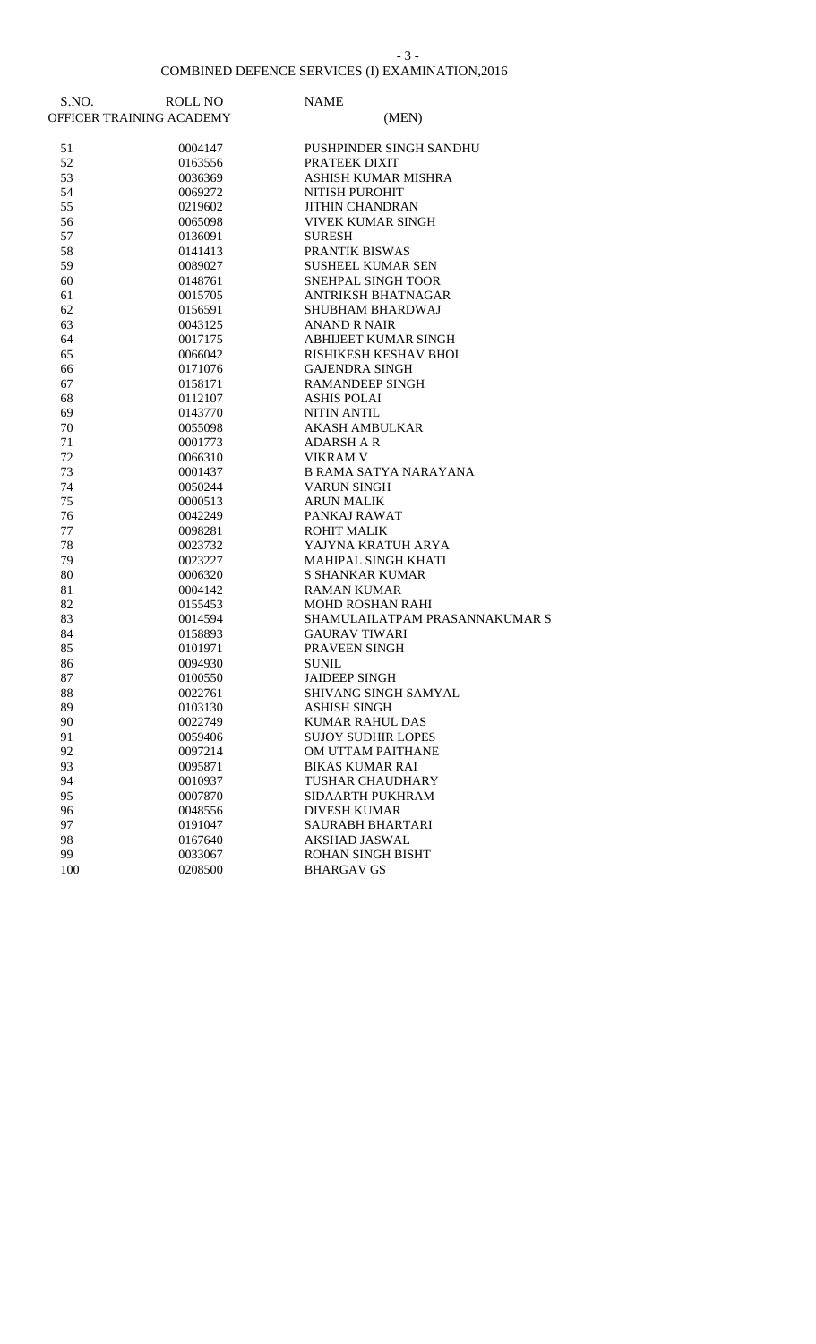## COMBINED DEFENCE SERVICES (I) EXAMINATION,2016

OFFICER TRAINING ACADEMY (MEN)

| S.NO. | ROLL NO | NAME |
|---|---|---|
| 51 | 0004147 | PUSHPINDER SINGH SANDHU |
| 52 | 0163556 | PRATEEK DIXIT |
| 53 | 0036369 | ASHISH KUMAR MISHRA |
| 54 | 0069272 | NITISH PUROHIT |
| 55 | 0219602 | JITHIN CHANDRAN |
| 56 | 0065098 | VIVEK KUMAR SINGH |
| 57 | 0136091 | SURESH |
| 58 | 0141413 | PRANTIK BISWAS |
| 59 | 0089027 | SUSHEEL KUMAR SEN |
| 60 | 0148761 | SNEHPAL SINGH TOOR |
| 61 | 0015705 | ANTRIKSH BHATNAGAR |
| 62 | 0156591 | SHUBHAM BHARDWAJ |
| 63 | 0043125 | ANAND R NAIR |
| 64 | 0017175 | ABHIJEET KUMAR SINGH |
| 65 | 0066042 | RISHIKESH KESHAV BHOI |
| 66 | 0171076 | GAJENDRA SINGH |
| 67 | 0158171 | RAMANDEEP SINGH |
| 68 | 0112107 | ASHIS POLAI |
| 69 | 0143770 | NITIN ANTIL |
| 70 | 0055098 | AKASH AMBULKAR |
| 71 | 0001773 | ADARSH A R |
| 72 | 0066310 | VIKRAM V |
| 73 | 0001437 | B RAMA SATYA NARAYANA |
| 74 | 0050244 | VARUN SINGH |
| 75 | 0000513 | ARUN MALIK |
| 76 | 0042249 | PANKAJ RAWAT |
| 77 | 0098281 | ROHIT MALIK |
| 78 | 0023732 | YAJYNA KRATUH ARYA |
| 79 | 0023227 | MAHIPAL SINGH KHATI |
| 80 | 0006320 | S SHANKAR KUMAR |
| 81 | 0004142 | RAMAN KUMAR |
| 82 | 0155453 | MOHD ROSHAN RAHI |
| 83 | 0014594 | SHAMULAILATPAM PRASANNAKUMAR S |
| 84 | 0158893 | GAURAV TIWARI |
| 85 | 0101971 | PRAVEEN SINGH |
| 86 | 0094930 | SUNIL |
| 87 | 0100550 | JAIDEEP SINGH |
| 88 | 0022761 | SHIVANG SINGH SAMYAL |
| 89 | 0103130 | ASHISH SINGH |
| 90 | 0022749 | KUMAR RAHUL DAS |
| 91 | 0059406 | SUJOY SUDHIR LOPES |
| 92 | 0097214 | OM UTTAM PAITHANE |
| 93 | 0095871 | BIKAS KUMAR RAI |
| 94 | 0010937 | TUSHAR CHAUDHARY |
| 95 | 0007870 | SIDAARTH PUKHRAM |
| 96 | 0048556 | DIVESH KUMAR |
| 97 | 0191047 | SAURABH BHARTARI |
| 98 | 0167640 | AKSHAD JASWAL |
| 99 | 0033067 | ROHAN SINGH BISHT |
| 100 | 0208500 | BHARGAV GS |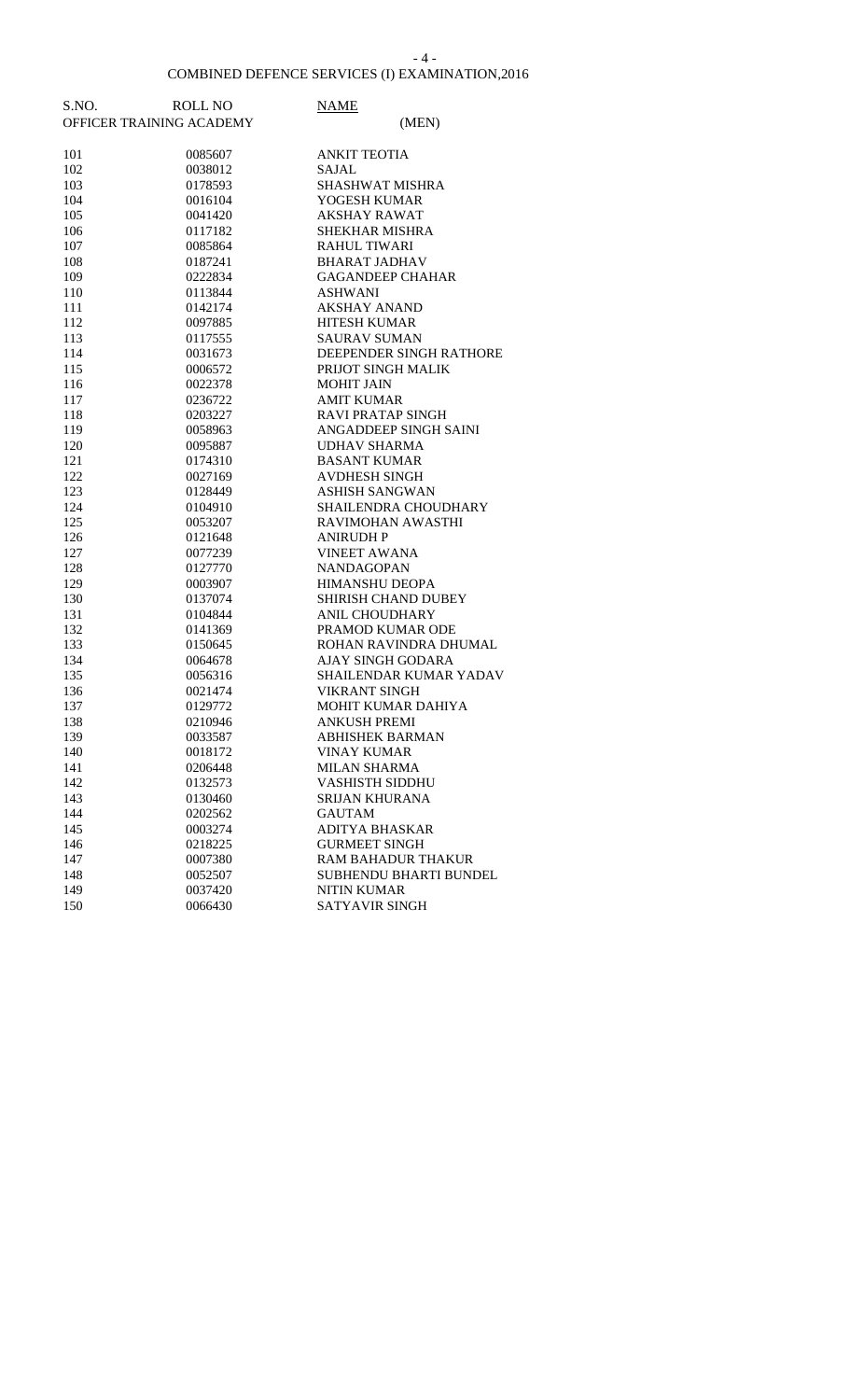## COMBINED DEFENCE SERVICES (I) EXAMINATION,2016

OFFICER TRAINING ACADEMY (MEN)

| S.NO. | ROLL NO | NAME |
|---|---|---|
| 101 | 0085607 | ANKIT TEOTIA |
| 102 | 0038012 | SAJAL |
| 103 | 0178593 | SHASHWAT MISHRA |
| 104 | 0016104 | YOGESH KUMAR |
| 105 | 0041420 | AKSHAY RAWAT |
| 106 | 0117182 | SHEKHAR MISHRA |
| 107 | 0085864 | RAHUL TIWARI |
| 108 | 0187241 | BHARAT JADHAV |
| 109 | 0222834 | GAGANDEEP CHAHAR |
| 110 | 0113844 | ASHWANI |
| 111 | 0142174 | AKSHAY ANAND |
| 112 | 0097885 | HITESH KUMAR |
| 113 | 0117555 | SAURAV SUMAN |
| 114 | 0031673 | DEEPENDER SINGH RATHORE |
| 115 | 0006572 | PRIJOT SINGH MALIK |
| 116 | 0022378 | MOHIT JAIN |
| 117 | 0236722 | AMIT KUMAR |
| 118 | 0203227 | RAVI PRATAP SINGH |
| 119 | 0058963 | ANGADDEEP SINGH SAINI |
| 120 | 0095887 | UDHAV SHARMA |
| 121 | 0174310 | BASANT KUMAR |
| 122 | 0027169 | AVDHESH SINGH |
| 123 | 0128449 | ASHISH SANGWAN |
| 124 | 0104910 | SHAILENDRA CHOUDHARY |
| 125 | 0053207 | RAVIMOHAN AWASTHI |
| 126 | 0121648 | ANIRUDH P |
| 127 | 0077239 | VINEET AWANA |
| 128 | 0127770 | NANDAGOPAN |
| 129 | 0003907 | HIMANSHU DEOPA |
| 130 | 0137074 | SHIRISH CHAND DUBEY |
| 131 | 0104844 | ANIL CHOUDHARY |
| 132 | 0141369 | PRAMOD KUMAR ODE |
| 133 | 0150645 | ROHAN RAVINDRA DHUMAL |
| 134 | 0064678 | AJAY SINGH GODARA |
| 135 | 0056316 | SHAILENDAR KUMAR YADAV |
| 136 | 0021474 | VIKRANT SINGH |
| 137 | 0129772 | MOHIT KUMAR DAHIYA |
| 138 | 0210946 | ANKUSH PREMI |
| 139 | 0033587 | ABHISHEK BARMAN |
| 140 | 0018172 | VINAY KUMAR |
| 141 | 0206448 | MILAN SHARMA |
| 142 | 0132573 | VASHISTH SIDDHU |
| 143 | 0130460 | SRIJAN KHURANA |
| 144 | 0202562 | GAUTAM |
| 145 | 0003274 | ADITYA BHASKAR |
| 146 | 0218225 | GURMEET SINGH |
| 147 | 0007380 | RAM BAHADUR THAKUR |
| 148 | 0052507 | SUBHENDU BHARTI BUNDEL |
| 149 | 0037420 | NITIN KUMAR |
| 150 | 0066430 | SATYAVIR SINGH |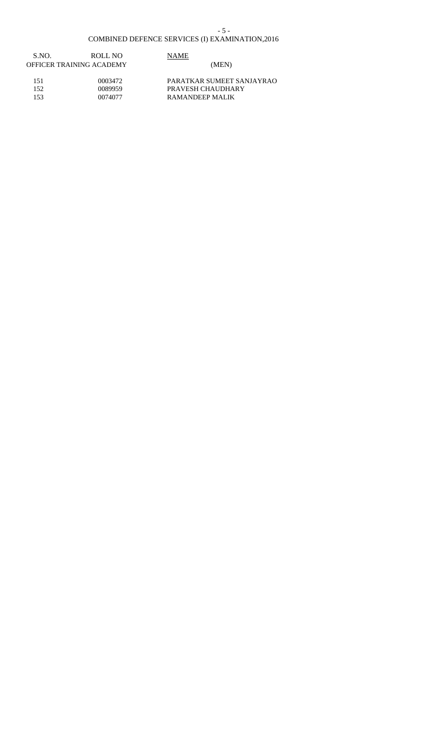COMBINED DEFENCE SERVICES (I) EXAMINATION,2016

OFFICER TRAINING ACADEMY (MEN)

| S.NO. | ROLL NO | NAME |
|---|---|---|
| 151 | 0003472 | PARATKAR SUMEET SANJAYRAO |
| 152 | 0089959 | PRAVESH CHAUDHARY |
| 153 | 0074077 | RAMANDEEP MALIK |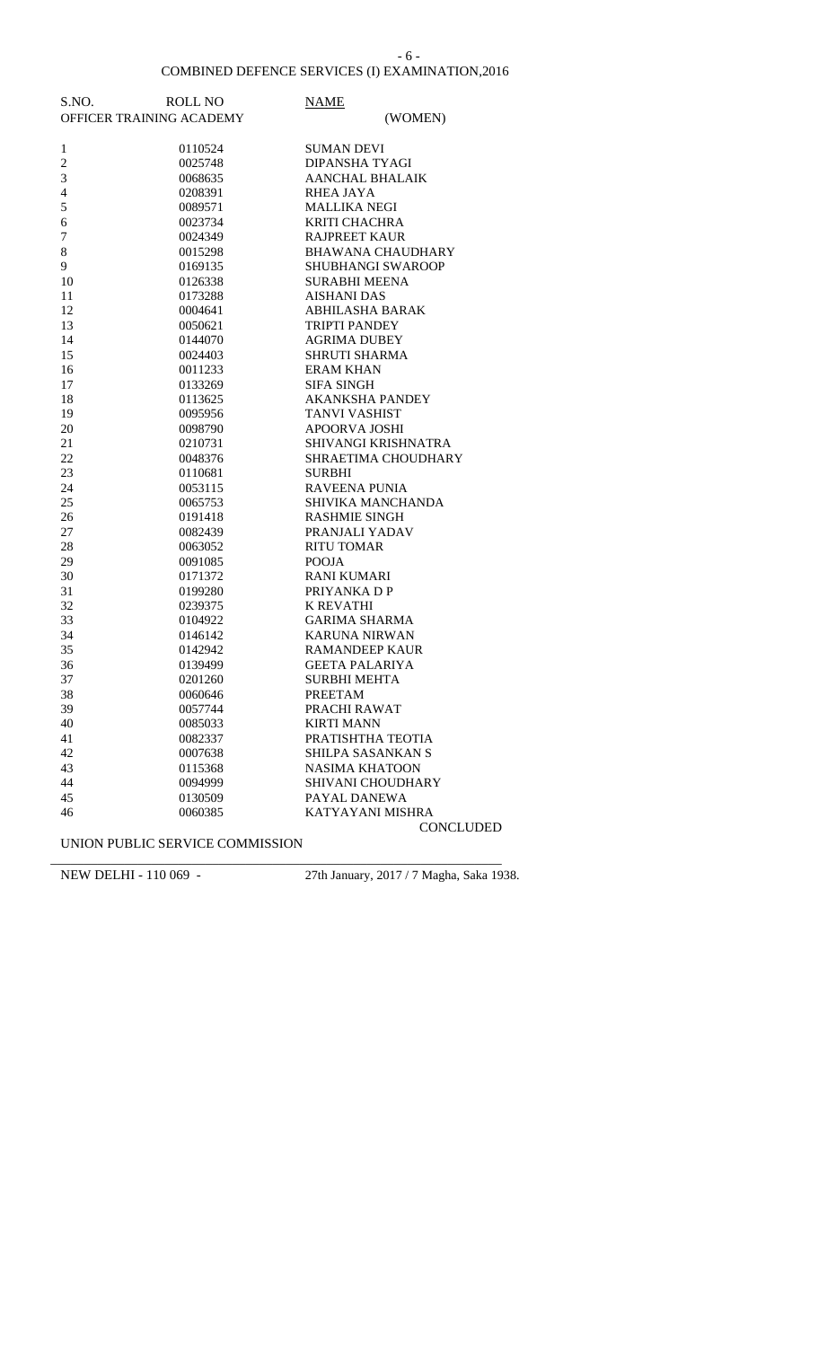## COMBINED DEFENCE SERVICES (I) EXAMINATION,2016

| S.NO. | ROLL NO | NAME |
|---|---|---|
| OFFICER TRAINING ACADEMY | | (WOMEN) |
| 1 | 0110524 | SUMAN DEVI |
| 2 | 0025748 | DIPANSHA TYAGI |
| 3 | 0068635 | AANCHAL BHALAIK |
| 4 | 0208391 | RHEA JAYA |
| 5 | 0089571 | MALLIKA NEGI |
| 6 | 0023734 | KRITI CHACHRA |
| 7 | 0024349 | RAJPREET KAUR |
| 8 | 0015298 | BHAWANA CHAUDHARY |
| 9 | 0169135 | SHUBHANGI SWAROOP |
| 10 | 0126338 | SURABHI MEENA |
| 11 | 0173288 | AISHANI DAS |
| 12 | 0004641 | ABHILASHA BARAK |
| 13 | 0050621 | TRIPTI PANDEY |
| 14 | 0144070 | AGRIMA DUBEY |
| 15 | 0024403 | SHRUTI SHARMA |
| 16 | 0011233 | ERAM KHAN |
| 17 | 0133269 | SIFA SINGH |
| 18 | 0113625 | AKANKSHA PANDEY |
| 19 | 0095956 | TANVI VASHIST |
| 20 | 0098790 | APOORVA JOSHI |
| 21 | 0210731 | SHIVANGI KRISHNATRA |
| 22 | 0048376 | SHRAETIMA CHOUDHARY |
| 23 | 0110681 | SURBHI |
| 24 | 0053115 | RAVEENA PUNIA |
| 25 | 0065753 | SHIVIKA MANCHANDA |
| 26 | 0191418 | RASHMIE SINGH |
| 27 | 0082439 | PRANJALI YADAV |
| 28 | 0063052 | RITU TOMAR |
| 29 | 0091085 | POOJA |
| 30 | 0171372 | RANI KUMARI |
| 31 | 0199280 | PRIYANKA D P |
| 32 | 0239375 | K REVATHI |
| 33 | 0104922 | GARIMA SHARMA |
| 34 | 0146142 | KARUNA NIRWAN |
| 35 | 0142942 | RAMANDEEP KAUR |
| 36 | 0139499 | GEETA PALARIYA |
| 37 | 0201260 | SURBHI MEHTA |
| 38 | 0060646 | PREETAM |
| 39 | 0057744 | PRACHI RAWAT |
| 40 | 0085033 | KIRTI MANN |
| 41 | 0082337 | PRATISHTHA TEOTIA |
| 42 | 0007638 | SHILPA SASANKAN S |
| 43 | 0115368 | NASIMA KHATOON |
| 44 | 0094999 | SHIVANI CHOUDHARY |
| 45 | 0130509 | PAYAL DANEWA |
| 46 | 0060385 | KATYAYANI MISHRA |

CONCLUDED

UNION PUBLIC SERVICE COMMISSION

NEW DELHI - 110 069 - 27th January, 2017 / 7 Magha, Saka 1938.